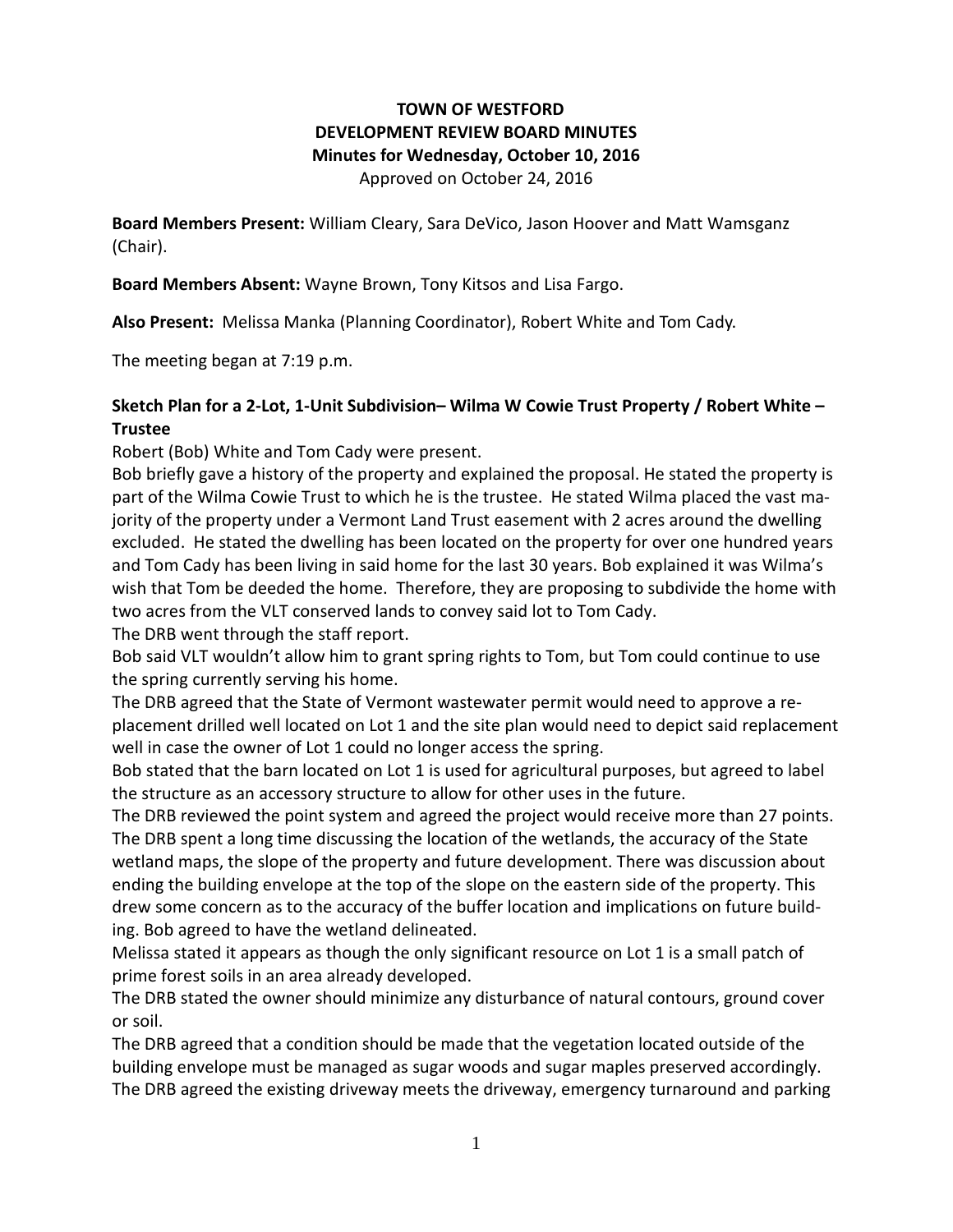# TOWN OF WESTFORD
## DEVELOPMENT REVIEW BOARD MINUTES
### Minutes for Wednesday, October 10, 2016

Approved on October 24, 2016

**Board Members Present:** William Cleary, Sara DeVico, Jason Hoover and Matt Wamsganz (Chair).

**Board Members Absent:** Wayne Brown, Tony Kitsos and Lisa Fargo.

**Also Present:** Melissa Manka (Planning Coordinator), Robert White and Tom Cady.

The meeting began at 7:19 p.m.

### Sketch Plan for a 2-Lot, 1-Unit Subdivision– Wilma W Cowie Trust Property / Robert White – Trustee

Robert (Bob) White and Tom Cady were present.

Bob briefly gave a history of the property and explained the proposal. He stated the property is part of the Wilma Cowie Trust to which he is the trustee. He stated Wilma placed the vast majority of the property under a Vermont Land Trust easement with 2 acres around the dwelling excluded. He stated the dwelling has been located on the property for over one hundred years and Tom Cady has been living in said home for the last 30 years. Bob explained it was Wilma's wish that Tom be deeded the home. Therefore, they are proposing to subdivide the home with two acres from the VLT conserved lands to convey said lot to Tom Cady.

The DRB went through the staff report.

Bob said VLT wouldn't allow him to grant spring rights to Tom, but Tom could continue to use the spring currently serving his home.

The DRB agreed that the State of Vermont wastewater permit would need to approve a replacement drilled well located on Lot 1 and the site plan would need to depict said replacement well in case the owner of Lot 1 could no longer access the spring.

Bob stated that the barn located on Lot 1 is used for agricultural purposes, but agreed to label the structure as an accessory structure to allow for other uses in the future.

The DRB reviewed the point system and agreed the project would receive more than 27 points.

The DRB spent a long time discussing the location of the wetlands, the accuracy of the State wetland maps, the slope of the property and future development. There was discussion about ending the building envelope at the top of the slope on the eastern side of the property. This drew some concern as to the accuracy of the buffer location and implications on future building. Bob agreed to have the wetland delineated.

Melissa stated it appears as though the only significant resource on Lot 1 is a small patch of prime forest soils in an area already developed.

The DRB stated the owner should minimize any disturbance of natural contours, ground cover or soil.

The DRB agreed that a condition should be made that the vegetation located outside of the building envelope must be managed as sugar woods and sugar maples preserved accordingly.

The DRB agreed the existing driveway meets the driveway, emergency turnaround and parking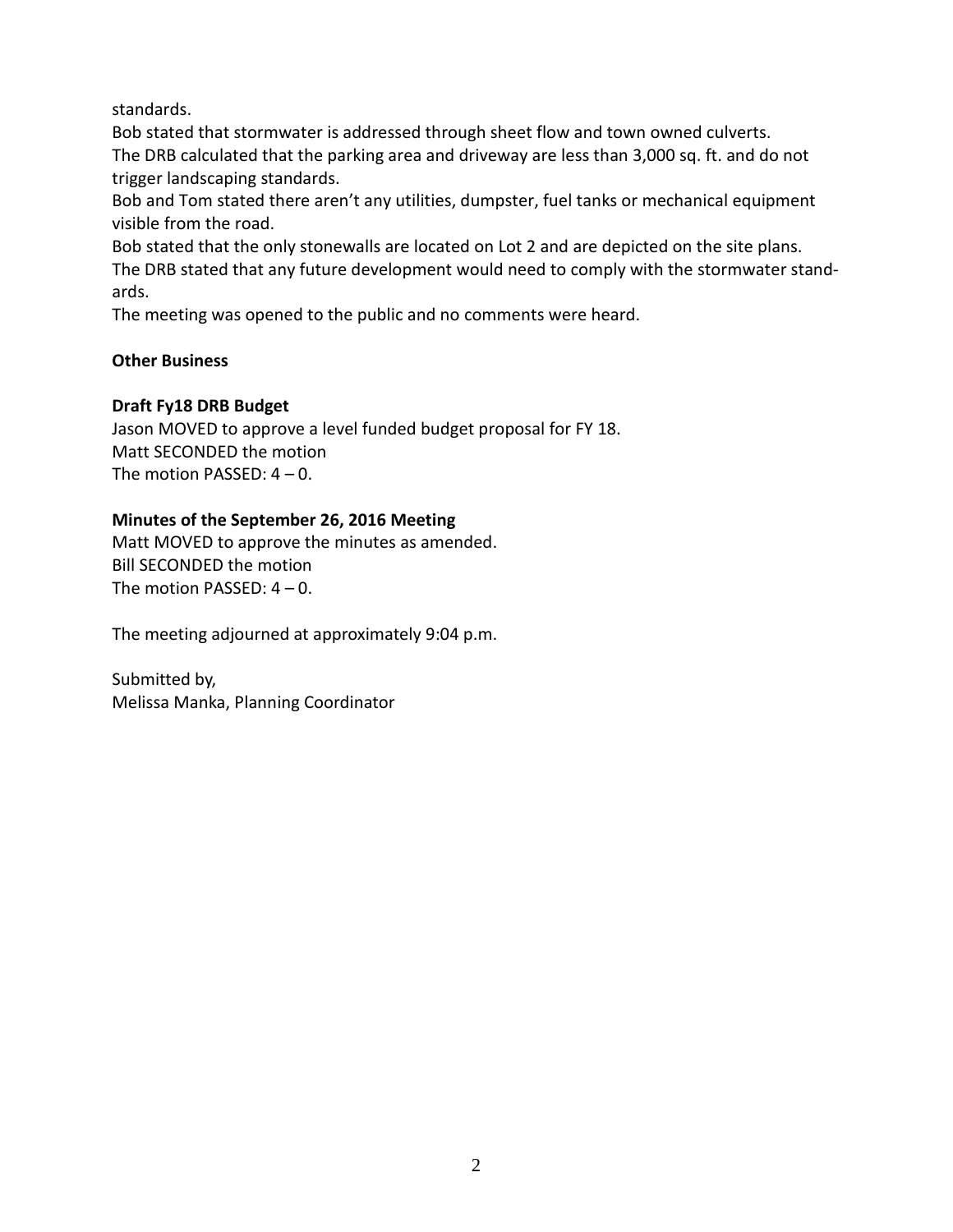standards.

Bob stated that stormwater is addressed through sheet flow and town owned culverts.

The DRB calculated that the parking area and driveway are less than 3,000 sq. ft. and do not trigger landscaping standards.

Bob and Tom stated there aren't any utilities, dumpster, fuel tanks or mechanical equipment visible from the road.

Bob stated that the only stonewalls are located on Lot 2 and are depicted on the site plans.

The DRB stated that any future development would need to comply with the stormwater standards.

The meeting was opened to the public and no comments were heard.

**Other Business**

**Draft Fy18 DRB Budget**

Jason MOVED to approve a level funded budget proposal for FY 18.
Matt SECONDED the motion
The motion PASSED: 4 – 0.

**Minutes of the September 26, 2016 Meeting**

Matt MOVED to approve the minutes as amended.
Bill SECONDED the motion
The motion PASSED: 4 – 0.

The meeting adjourned at approximately 9:04 p.m.

Submitted by,
Melissa Manka, Planning Coordinator